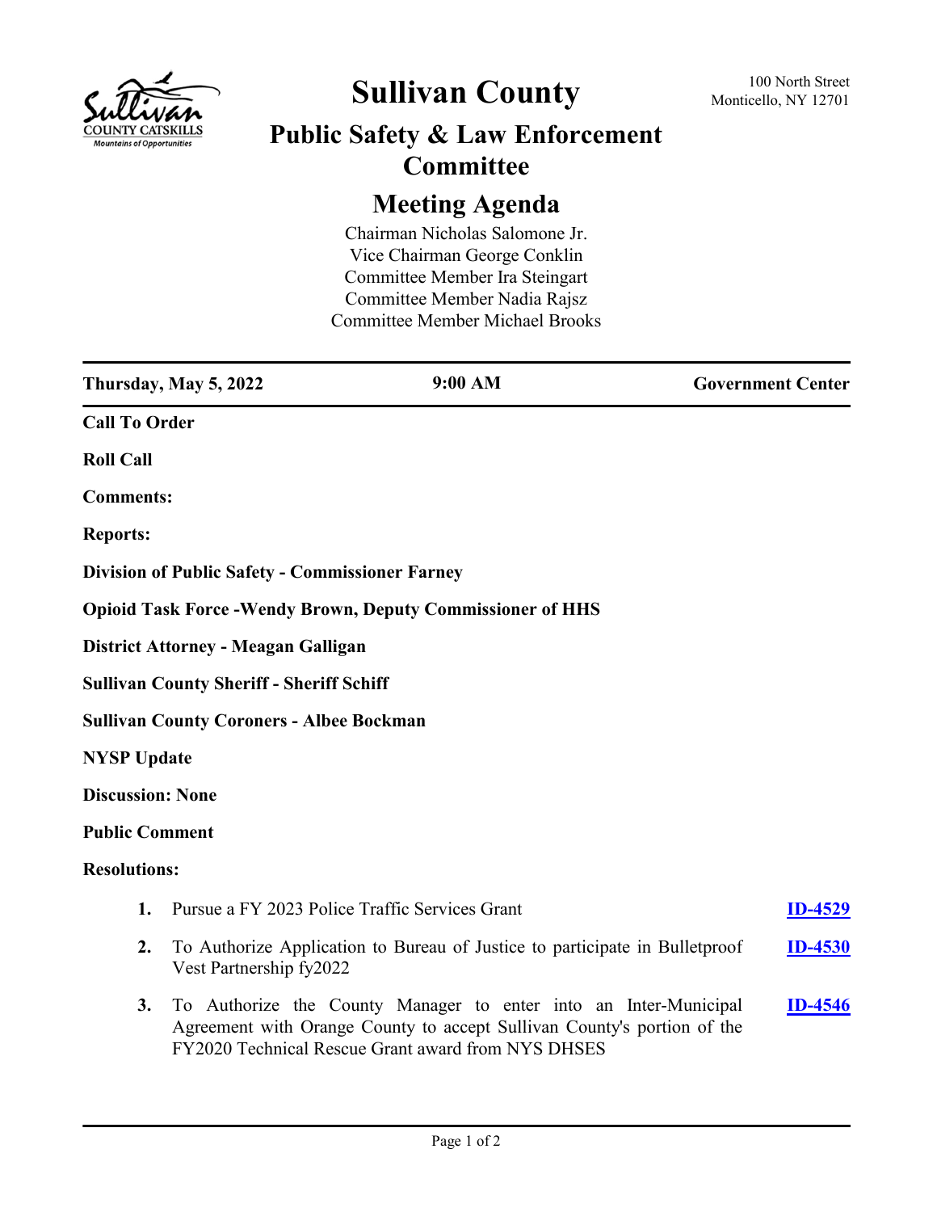# Sullivan County

100 North Street
Monticello, NY 12701

## Public Safety & Law Enforcement Committee

## Meeting Agenda

Chairman Nicholas Salomone Jr.
Vice Chairman George Conklin
Committee Member Ira Steingart
Committee Member Nadia Rajsz
Committee Member Michael Brooks

| **Thursday, May 5, 2022** | **9:00 AM** | **Government Center** |
|---|---|---|

**Call To Order**

**Roll Call**

**Comments:**

**Reports:**

**Division of Public Safety - Commissioner Farney**

**Opioid Task Force -Wendy Brown, Deputy Commissioner of HHS**

**District Attorney - Meagan Galligan**

**Sullivan County Sheriff - Sheriff Schiff**

**Sullivan County Coroners - Albee Bockman**

**NYSP Update**

**Discussion: None**

**Public Comment**

**Resolutions:**

1. Pursue a FY 2023 Police Traffic Services Grant **ID-4529**
2. To Authorize Application to Bureau of Justice to participate in Bulletproof Vest Partnership fy2022 **ID-4530**
3. To Authorize the County Manager to enter into an Inter-Municipal Agreement with Orange County to accept Sullivan County's portion of the FY2020 Technical Rescue Grant award from NYS DHSES **ID-4546**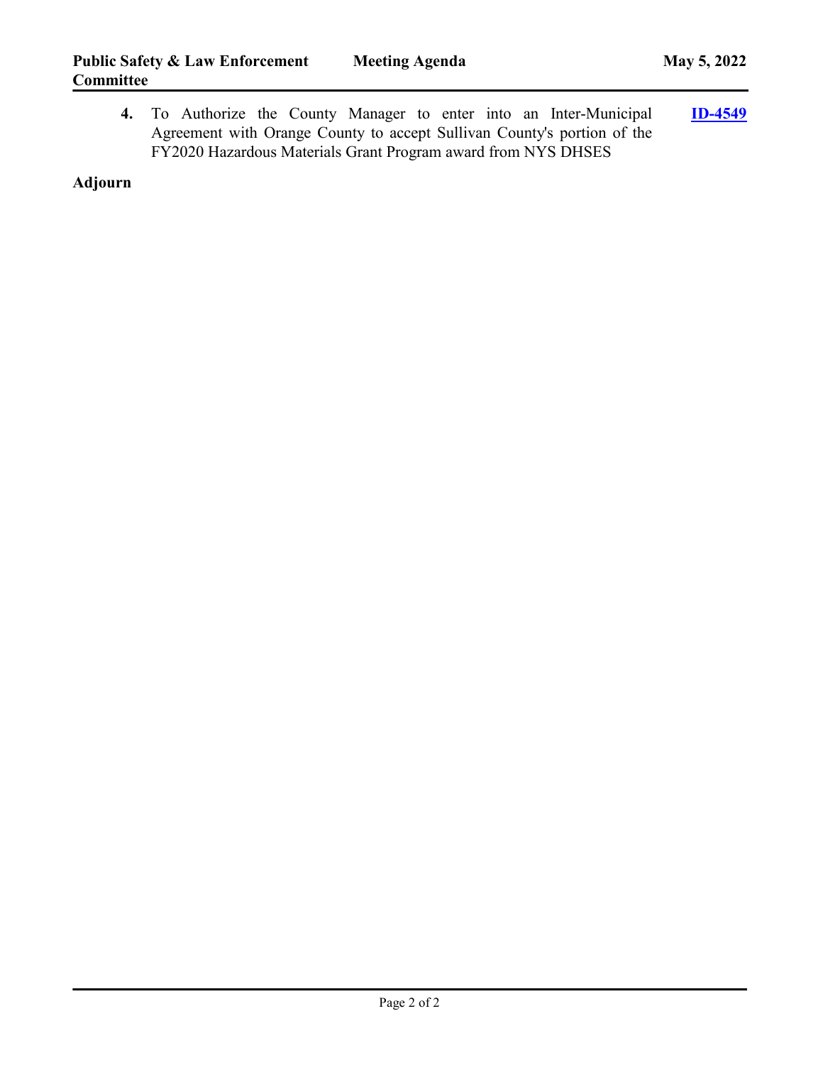4. To Authorize the County Manager to enter into an Inter-Municipal Agreement with Orange County to accept Sullivan County's portion of the FY2020 Hazardous Materials Grant Program award from NYS DHSES **ID-4549**

**Adjourn**